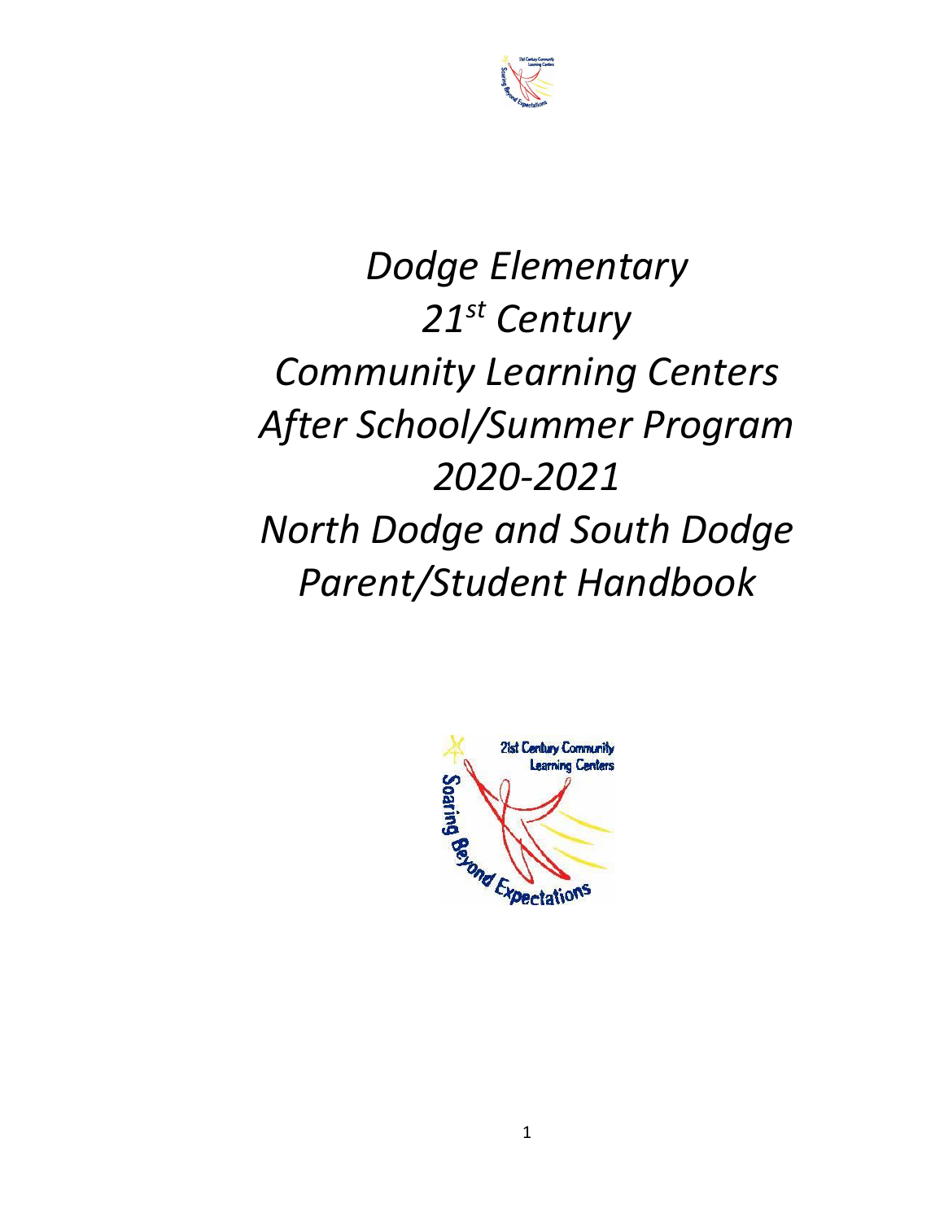# *Dodge Elementary*
# *21st Century*
# *Community Learning Centers*
# *After School/Summer Program*
# *2020-2021*
# *North Dodge and South Dodge*
# *Parent/Student Handbook*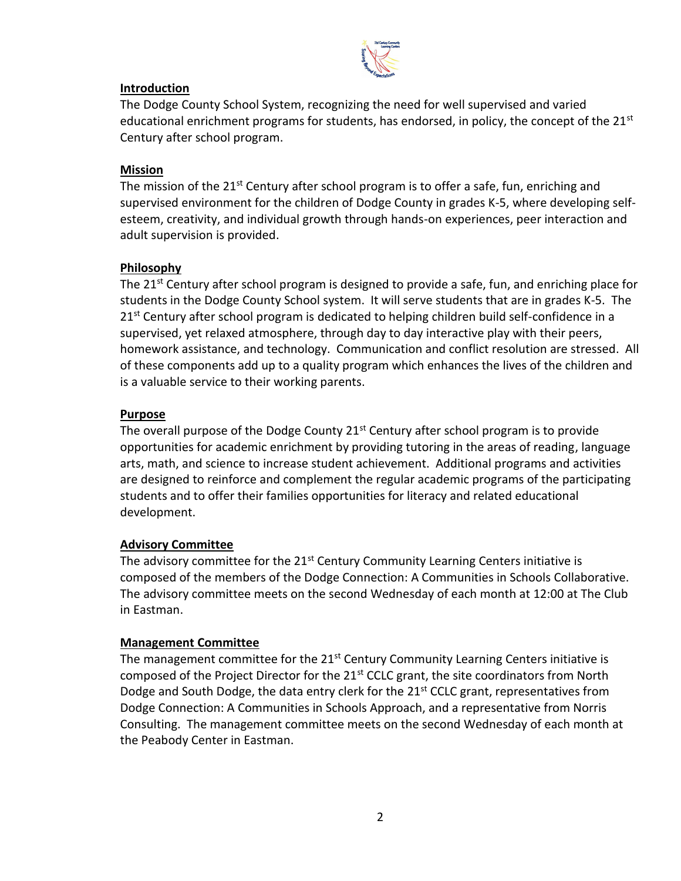## Introduction

The Dodge County School System, recognizing the need for well supervised and varied educational enrichment programs for students, has endorsed, in policy, the concept of the 21st Century after school program.

## Mission

The mission of the 21st Century after school program is to offer a safe, fun, enriching and supervised environment for the children of Dodge County in grades K-5, where developing self-esteem, creativity, and individual growth through hands-on experiences, peer interaction and adult supervision is provided.

## Philosophy

The 21st Century after school program is designed to provide a safe, fun, and enriching place for students in the Dodge County School system. It will serve students that are in grades K-5. The 21st Century after school program is dedicated to helping children build self-confidence in a supervised, yet relaxed atmosphere, through day to day interactive play with their peers, homework assistance, and technology. Communication and conflict resolution are stressed. All of these components add up to a quality program which enhances the lives of the children and is a valuable service to their working parents.

## Purpose

The overall purpose of the Dodge County 21st Century after school program is to provide opportunities for academic enrichment by providing tutoring in the areas of reading, language arts, math, and science to increase student achievement. Additional programs and activities are designed to reinforce and complement the regular academic programs of the participating students and to offer their families opportunities for literacy and related educational development.

## Advisory Committee

The advisory committee for the 21st Century Community Learning Centers initiative is composed of the members of the Dodge Connection: A Communities in Schools Collaborative. The advisory committee meets on the second Wednesday of each month at 12:00 at The Club in Eastman.

## Management Committee

The management committee for the 21st Century Community Learning Centers initiative is composed of the Project Director for the 21st CCLC grant, the site coordinators from North Dodge and South Dodge, the data entry clerk for the 21st CCLC grant, representatives from Dodge Connection: A Communities in Schools Approach, and a representative from Norris Consulting. The management committee meets on the second Wednesday of each month at the Peabody Center in Eastman.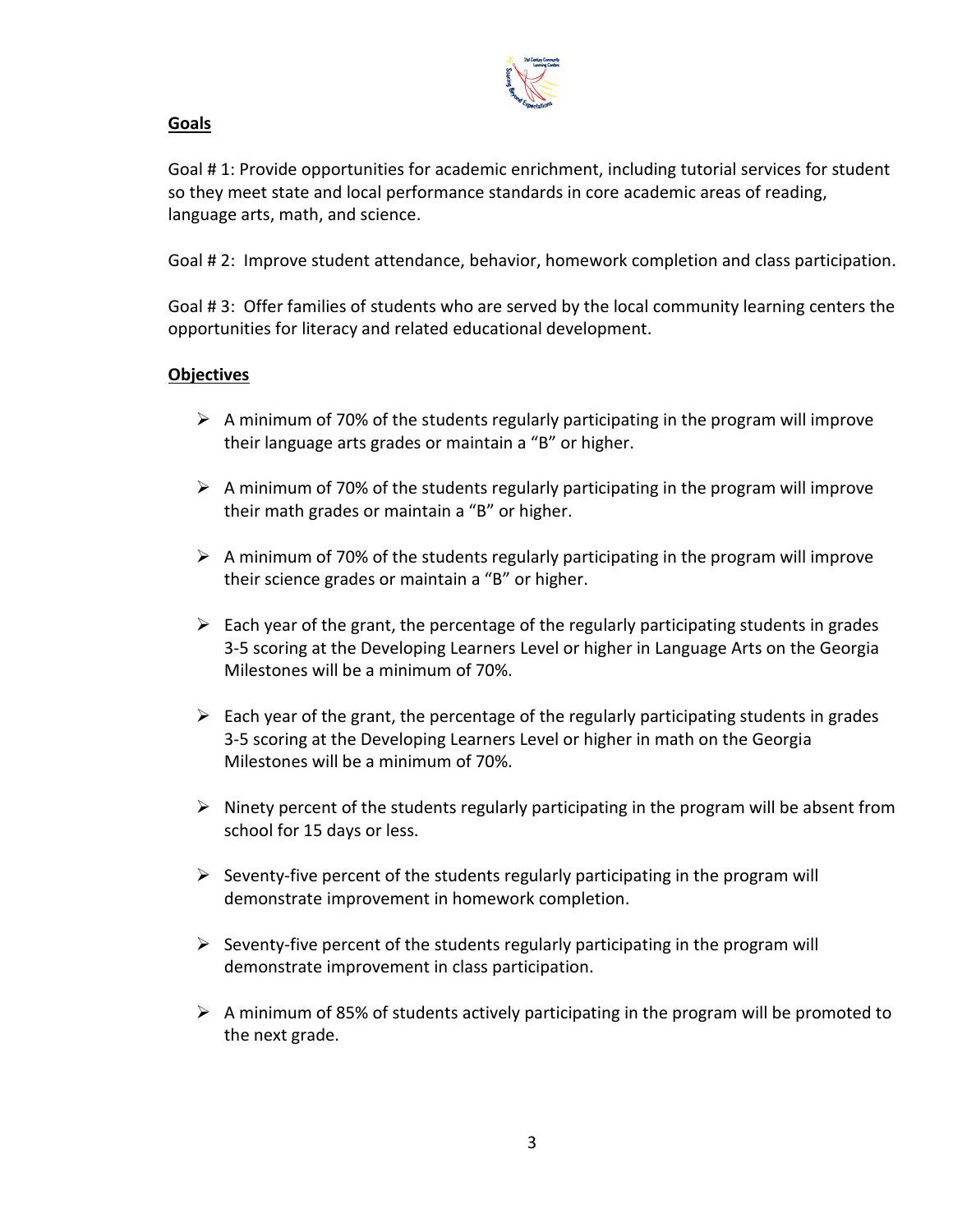## Goals

Goal # 1: Provide opportunities for academic enrichment, including tutorial services for student so they meet state and local performance standards in core academic areas of reading, language arts, math, and science.

Goal # 2: Improve student attendance, behavior, homework completion and class participation.

Goal # 3: Offer families of students who are served by the local community learning centers the opportunities for literacy and related educational development.

## Objectives

- A minimum of 70% of the students regularly participating in the program will improve their language arts grades or maintain a "B" or higher.
- A minimum of 70% of the students regularly participating in the program will improve their math grades or maintain a "B" or higher.
- A minimum of 70% of the students regularly participating in the program will improve their science grades or maintain a "B" or higher.
- Each year of the grant, the percentage of the regularly participating students in grades 3-5 scoring at the Developing Learners Level or higher in Language Arts on the Georgia Milestones will be a minimum of 70%.
- Each year of the grant, the percentage of the regularly participating students in grades 3-5 scoring at the Developing Learners Level or higher in math on the Georgia Milestones will be a minimum of 70%.
- Ninety percent of the students regularly participating in the program will be absent from school for 15 days or less.
- Seventy-five percent of the students regularly participating in the program will demonstrate improvement in homework completion.
- Seventy-five percent of the students regularly participating in the program will demonstrate improvement in class participation.
- A minimum of 85% of students actively participating in the program will be promoted to the next grade.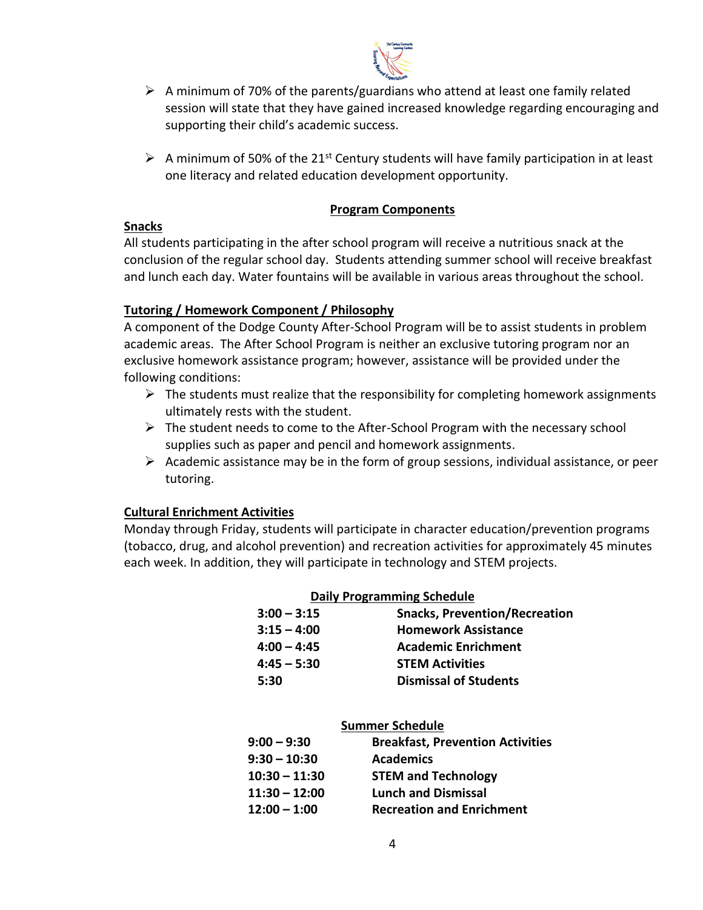- A minimum of 70% of the parents/guardians who attend at least one family related session will state that they have gained increased knowledge regarding encouraging and supporting their child's academic success.

- A minimum of 50% of the 21st Century students will have family participation in at least one literacy and related education development opportunity.

## Program Components

### Snacks

All students participating in the after school program will receive a nutritious snack at the conclusion of the regular school day. Students attending summer school will receive breakfast and lunch each day. Water fountains will be available in various areas throughout the school.

### Tutoring / Homework Component / Philosophy

A component of the Dodge County After-School Program will be to assist students in problem academic areas. The After School Program is neither an exclusive tutoring program nor an exclusive homework assistance program; however, assistance will be provided under the following conditions:

- The students must realize that the responsibility for completing homework assignments ultimately rests with the student.
- The student needs to come to the After-School Program with the necessary school supplies such as paper and pencil and homework assignments.
- Academic assistance may be in the form of group sessions, individual assistance, or peer tutoring.

### Cultural Enrichment Activities

Monday through Friday, students will participate in character education/prevention programs (tobacco, drug, and alcohol prevention) and recreation activities for approximately 45 minutes each week. In addition, they will participate in technology and STEM projects.

**Daily Programming Schedule**

| | |
|---|---|
| **3:00 – 3:15** | **Snacks, Prevention/Recreation** |
| **3:15 – 4:00** | **Homework Assistance** |
| **4:00 – 4:45** | **Academic Enrichment** |
| **4:45 – 5:30** | **STEM Activities** |
| **5:30** | **Dismissal of Students** |

**Summer Schedule**

| | |
|---|---|
| **9:00 – 9:30** | **Breakfast, Prevention Activities** |
| **9:30 – 10:30** | **Academics** |
| **10:30 – 11:30** | **STEM and Technology** |
| **11:30 – 12:00** | **Lunch and Dismissal** |
| **12:00 – 1:00** | **Recreation and Enrichment** |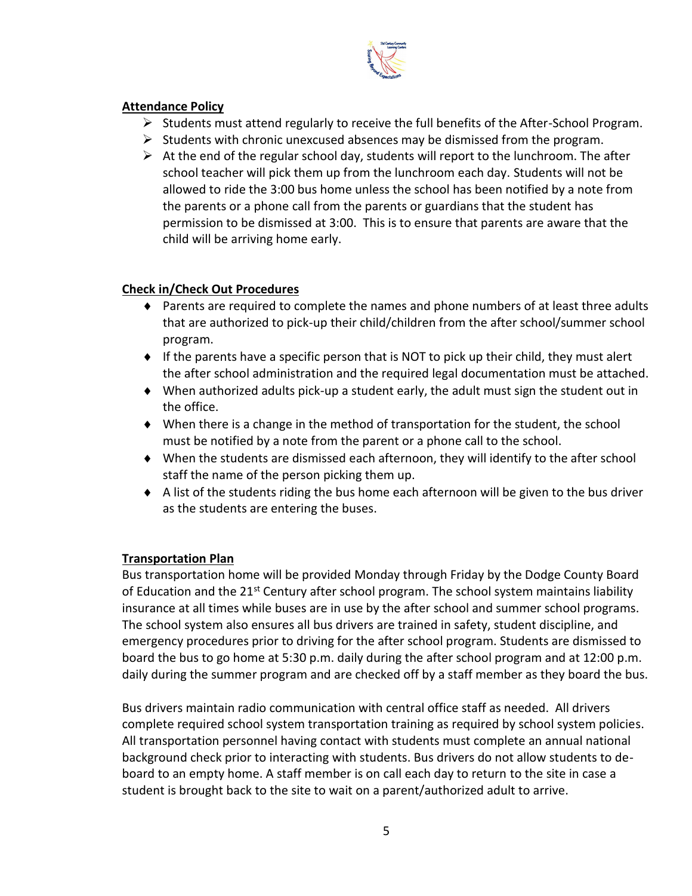## Attendance Policy

- Students must attend regularly to receive the full benefits of the After-School Program.
- Students with chronic unexcused absences may be dismissed from the program.
- At the end of the regular school day, students will report to the lunchroom. The after school teacher will pick them up from the lunchroom each day. Students will not be allowed to ride the 3:00 bus home unless the school has been notified by a note from the parents or a phone call from the parents or guardians that the student has permission to be dismissed at 3:00. This is to ensure that parents are aware that the child will be arriving home early.

## Check in/Check Out Procedures

- Parents are required to complete the names and phone numbers of at least three adults that are authorized to pick-up their child/children from the after school/summer school program.
- If the parents have a specific person that is NOT to pick up their child, they must alert the after school administration and the required legal documentation must be attached.
- When authorized adults pick-up a student early, the adult must sign the student out in the office.
- When there is a change in the method of transportation for the student, the school must be notified by a note from the parent or a phone call to the school.
- When the students are dismissed each afternoon, they will identify to the after school staff the name of the person picking them up.
- A list of the students riding the bus home each afternoon will be given to the bus driver as the students are entering the buses.

## Transportation Plan

Bus transportation home will be provided Monday through Friday by the Dodge County Board of Education and the 21st Century after school program. The school system maintains liability insurance at all times while buses are in use by the after school and summer school programs. The school system also ensures all bus drivers are trained in safety, student discipline, and emergency procedures prior to driving for the after school program. Students are dismissed to board the bus to go home at 5:30 p.m. daily during the after school program and at 12:00 p.m. daily during the summer program and are checked off by a staff member as they board the bus.

Bus drivers maintain radio communication with central office staff as needed. All drivers complete required school system transportation training as required by school system policies. All transportation personnel having contact with students must complete an annual national background check prior to interacting with students. Bus drivers do not allow students to de-board to an empty home. A staff member is on call each day to return to the site in case a student is brought back to the site to wait on a parent/authorized adult to arrive.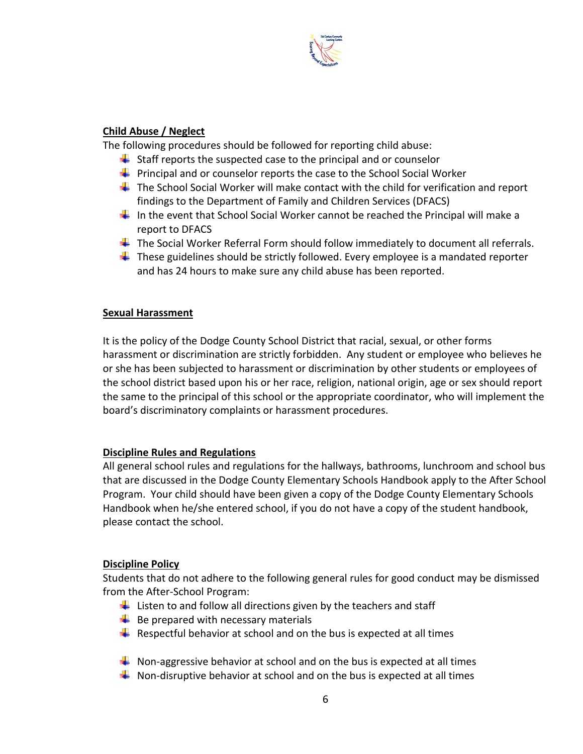## Child Abuse / Neglect

The following procedures should be followed for reporting child abuse:

- Staff reports the suspected case to the principal and or counselor
- Principal and or counselor reports the case to the School Social Worker
- The School Social Worker will make contact with the child for verification and report findings to the Department of Family and Children Services (DFACS)
- In the event that School Social Worker cannot be reached the Principal will make a report to DFACS
- The Social Worker Referral Form should follow immediately to document all referrals.
- These guidelines should be strictly followed. Every employee is a mandated reporter and has 24 hours to make sure any child abuse has been reported.

## Sexual Harassment

It is the policy of the Dodge County School District that racial, sexual, or other forms harassment or discrimination are strictly forbidden. Any student or employee who believes he or she has been subjected to harassment or discrimination by other students or employees of the school district based upon his or her race, religion, national origin, age or sex should report the same to the principal of this school or the appropriate coordinator, who will implement the board's discriminatory complaints or harassment procedures.

## Discipline Rules and Regulations

All general school rules and regulations for the hallways, bathrooms, lunchroom and school bus that are discussed in the Dodge County Elementary Schools Handbook apply to the After School Program. Your child should have been given a copy of the Dodge County Elementary Schools Handbook when he/she entered school, if you do not have a copy of the student handbook, please contact the school.

## Discipline Policy

Students that do not adhere to the following general rules for good conduct may be dismissed from the After-School Program:

- Listen to and follow all directions given by the teachers and staff
- Be prepared with necessary materials
- Respectful behavior at school and on the bus is expected at all times
- Non-aggressive behavior at school and on the bus is expected at all times
- Non-disruptive behavior at school and on the bus is expected at all times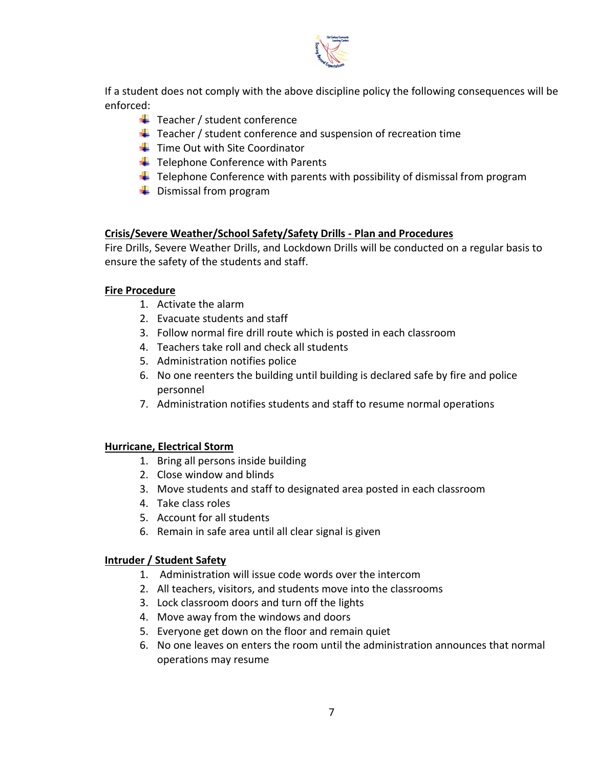If a student does not comply with the above discipline policy the following consequences will be enforced:

- Teacher / student conference
- Teacher / student conference and suspension of recreation time
- Time Out with Site Coordinator
- Telephone Conference with Parents
- Telephone Conference with parents with possibility of dismissal from program
- Dismissal from program

## Crisis/Severe Weather/School Safety/Safety Drills - Plan and Procedures

Fire Drills, Severe Weather Drills, and Lockdown Drills will be conducted on a regular basis to ensure the safety of the students and staff.

### Fire Procedure

1. Activate the alarm
2. Evacuate students and staff
3. Follow normal fire drill route which is posted in each classroom
4. Teachers take roll and check all students
5. Administration notifies police
6. No one reenters the building until building is declared safe by fire and police personnel
7. Administration notifies students and staff to resume normal operations

### Hurricane, Electrical Storm

1. Bring all persons inside building
2. Close window and blinds
3. Move students and staff to designated area posted in each classroom
4. Take class roles
5. Account for all students
6. Remain in safe area until all clear signal is given

### Intruder / Student Safety

1. Administration will issue code words over the intercom
2. All teachers, visitors, and students move into the classrooms
3. Lock classroom doors and turn off the lights
4. Move away from the windows and doors
5. Everyone get down on the floor and remain quiet
6. No one leaves on enters the room until the administration announces that normal operations may resume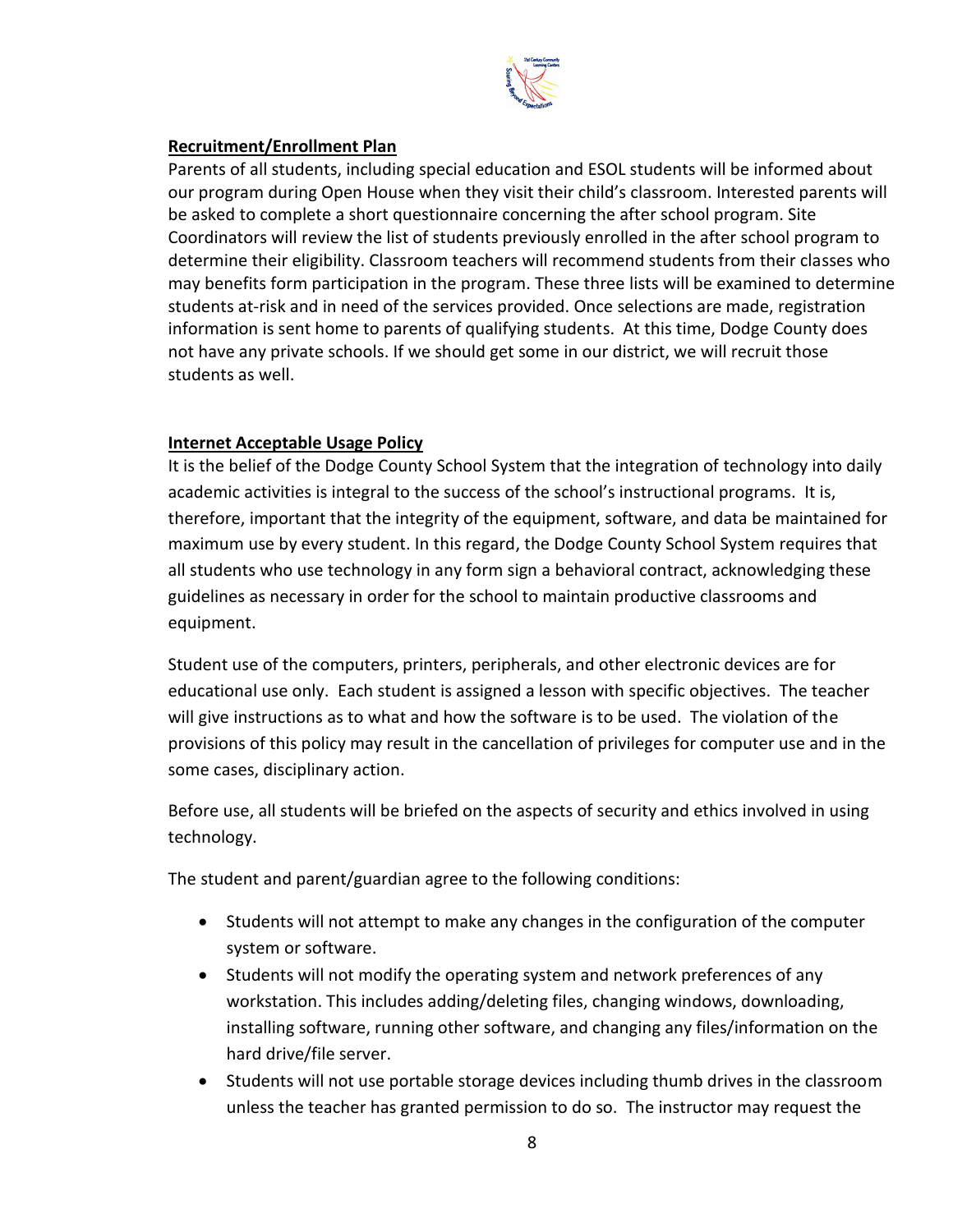## Recruitment/Enrollment Plan

Parents of all students, including special education and ESOL students will be informed about our program during Open House when they visit their child's classroom. Interested parents will be asked to complete a short questionnaire concerning the after school program. Site Coordinators will review the list of students previously enrolled in the after school program to determine their eligibility. Classroom teachers will recommend students from their classes who may benefits form participation in the program. These three lists will be examined to determine students at-risk and in need of the services provided. Once selections are made, registration information is sent home to parents of qualifying students. At this time, Dodge County does not have any private schools. If we should get some in our district, we will recruit those students as well.

## Internet Acceptable Usage Policy

It is the belief of the Dodge County School System that the integration of technology into daily academic activities is integral to the success of the school's instructional programs. It is, therefore, important that the integrity of the equipment, software, and data be maintained for maximum use by every student. In this regard, the Dodge County School System requires that all students who use technology in any form sign a behavioral contract, acknowledging these guidelines as necessary in order for the school to maintain productive classrooms and equipment.

Student use of the computers, printers, peripherals, and other electronic devices are for educational use only. Each student is assigned a lesson with specific objectives. The teacher will give instructions as to what and how the software is to be used. The violation of the provisions of this policy may result in the cancellation of privileges for computer use and in the some cases, disciplinary action.

Before use, all students will be briefed on the aspects of security and ethics involved in using technology.

The student and parent/guardian agree to the following conditions:

- Students will not attempt to make any changes in the configuration of the computer system or software.
- Students will not modify the operating system and network preferences of any workstation. This includes adding/deleting files, changing windows, downloading, installing software, running other software, and changing any files/information on the hard drive/file server.
- Students will not use portable storage devices including thumb drives in the classroom unless the teacher has granted permission to do so. The instructor may request the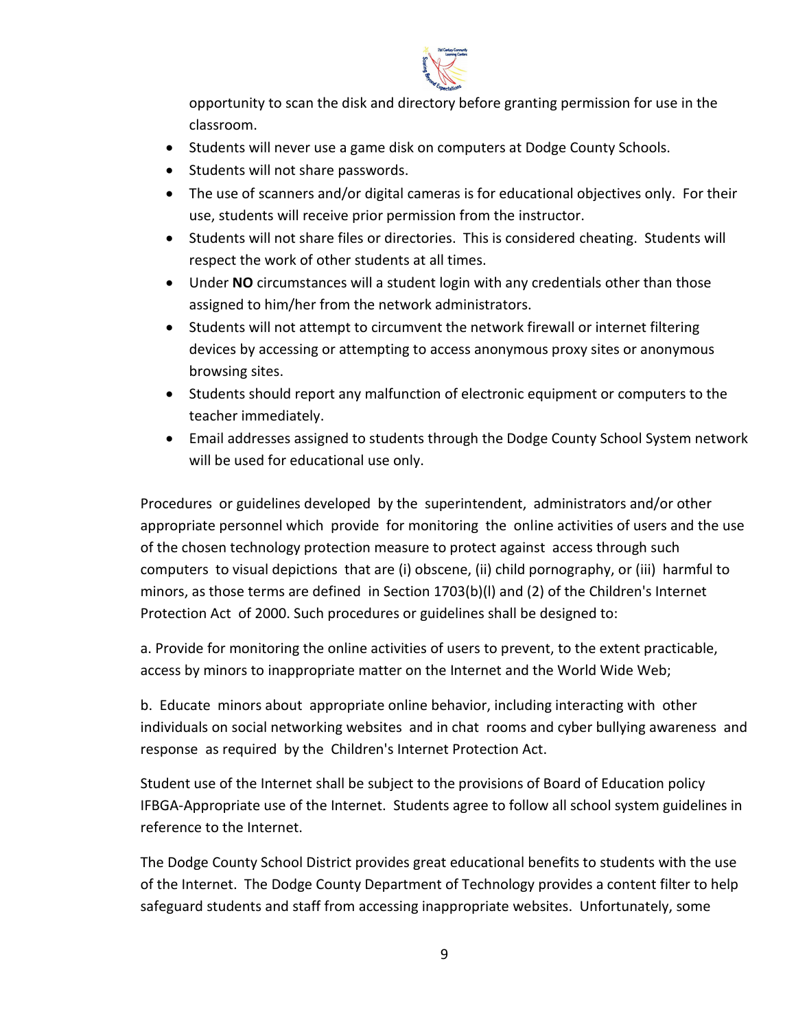opportunity to scan the disk and directory before granting permission for use in the classroom.

- Students will never use a game disk on computers at Dodge County Schools.
- Students will not share passwords.
- The use of scanners and/or digital cameras is for educational objectives only. For their use, students will receive prior permission from the instructor.
- Students will not share files or directories. This is considered cheating. Students will respect the work of other students at all times.
- Under **NO** circumstances will a student login with any credentials other than those assigned to him/her from the network administrators.
- Students will not attempt to circumvent the network firewall or internet filtering devices by accessing or attempting to access anonymous proxy sites or anonymous browsing sites.
- Students should report any malfunction of electronic equipment or computers to the teacher immediately.
- Email addresses assigned to students through the Dodge County School System network will be used for educational use only.

Procedures or guidelines developed by the superintendent, administrators and/or other appropriate personnel which provide for monitoring the online activities of users and the use of the chosen technology protection measure to protect against access through such computers to visual depictions that are (i) obscene, (ii) child pornography, or (iii) harmful to minors, as those terms are defined in Section 1703(b)(l) and (2) of the Children's Internet Protection Act of 2000. Such procedures or guidelines shall be designed to:

a. Provide for monitoring the online activities of users to prevent, to the extent practicable, access by minors to inappropriate matter on the Internet and the World Wide Web;

b. Educate minors about appropriate online behavior, including interacting with other individuals on social networking websites and in chat rooms and cyber bullying awareness and response as required by the Children's Internet Protection Act.

Student use of the Internet shall be subject to the provisions of Board of Education policy IFBGA-Appropriate use of the Internet. Students agree to follow all school system guidelines in reference to the Internet.

The Dodge County School District provides great educational benefits to students with the use of the Internet. The Dodge County Department of Technology provides a content filter to help safeguard students and staff from accessing inappropriate websites. Unfortunately, some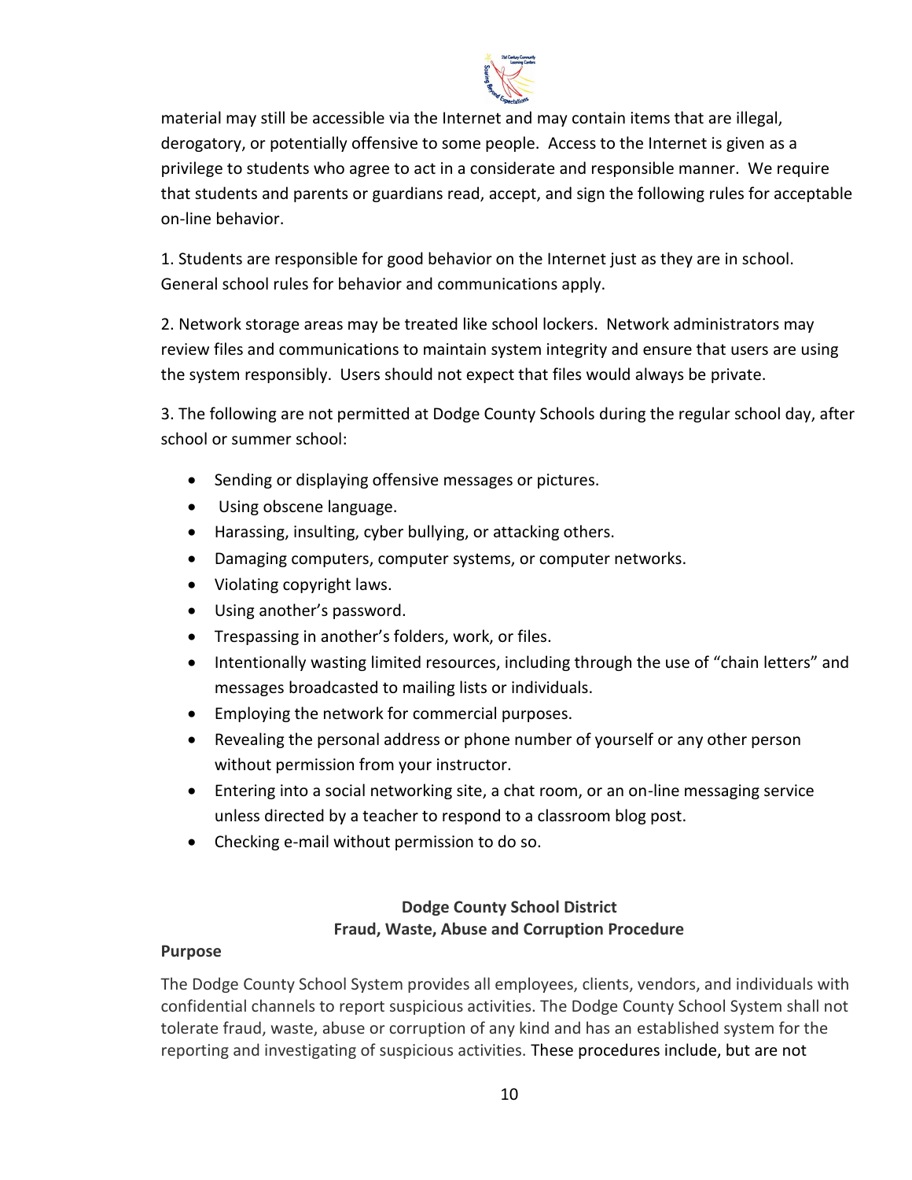material may still be accessible via the Internet and may contain items that are illegal, derogatory, or potentially offensive to some people. Access to the Internet is given as a privilege to students who agree to act in a considerate and responsible manner. We require that students and parents or guardians read, accept, and sign the following rules for acceptable on-line behavior.

1. Students are responsible for good behavior on the Internet just as they are in school. General school rules for behavior and communications apply.

2. Network storage areas may be treated like school lockers. Network administrators may review files and communications to maintain system integrity and ensure that users are using the system responsibly. Users should not expect that files would always be private.

3. The following are not permitted at Dodge County Schools during the regular school day, after school or summer school:

- Sending or displaying offensive messages or pictures.
- Using obscene language.
- Harassing, insulting, cyber bullying, or attacking others.
- Damaging computers, computer systems, or computer networks.
- Violating copyright laws.
- Using another's password.
- Trespassing in another's folders, work, or files.
- Intentionally wasting limited resources, including through the use of "chain letters" and messages broadcasted to mailing lists or individuals.
- Employing the network for commercial purposes.
- Revealing the personal address or phone number of yourself or any other person without permission from your instructor.
- Entering into a social networking site, a chat room, or an on-line messaging service unless directed by a teacher to respond to a classroom blog post.
- Checking e-mail without permission to do so.

## Dodge County School District
## Fraud, Waste, Abuse and Corruption Procedure

**Purpose**

The Dodge County School System provides all employees, clients, vendors, and individuals with confidential channels to report suspicious activities. The Dodge County School System shall not tolerate fraud, waste, abuse or corruption of any kind and has an established system for the reporting and investigating of suspicious activities. These procedures include, but are not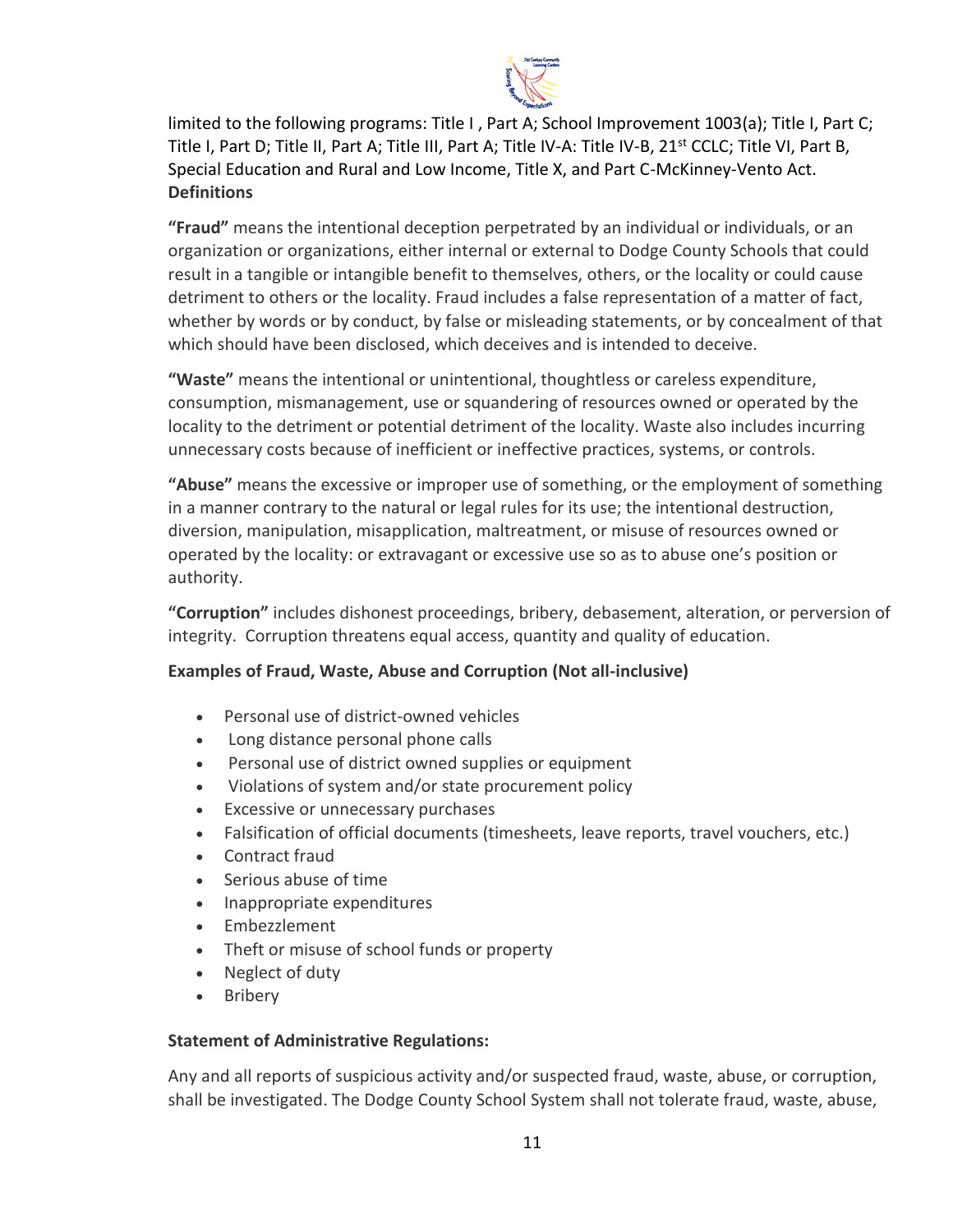limited to the following programs: Title I , Part A; School Improvement 1003(a); Title I, Part C; Title I, Part D; Title II, Part A; Title III, Part A; Title IV-A: Title IV-B, 21st CCLC; Title VI, Part B, Special Education and Rural and Low Income, Title X, and Part C-McKinney-Vento Act.

**Definitions**

**"Fraud"** means the intentional deception perpetrated by an individual or individuals, or an organization or organizations, either internal or external to Dodge County Schools that could result in a tangible or intangible benefit to themselves, others, or the locality or could cause detriment to others or the locality. Fraud includes a false representation of a matter of fact, whether by words or by conduct, by false or misleading statements, or by concealment of that which should have been disclosed, which deceives and is intended to deceive.

**"Waste"** means the intentional or unintentional, thoughtless or careless expenditure, consumption, mismanagement, use or squandering of resources owned or operated by the locality to the detriment or potential detriment of the locality. Waste also includes incurring unnecessary costs because of inefficient or ineffective practices, systems, or controls.

**"Abuse"** means the excessive or improper use of something, or the employment of something in a manner contrary to the natural or legal rules for its use; the intentional destruction, diversion, manipulation, misapplication, maltreatment, or misuse of resources owned or operated by the locality: or extravagant or excessive use so as to abuse one's position or authority.

**"Corruption"** includes dishonest proceedings, bribery, debasement, alteration, or perversion of integrity. Corruption threatens equal access, quantity and quality of education.

**Examples of Fraud, Waste, Abuse and Corruption (Not all-inclusive)**

- Personal use of district-owned vehicles
- Long distance personal phone calls
- Personal use of district owned supplies or equipment
- Violations of system and/or state procurement policy
- Excessive or unnecessary purchases
- Falsification of official documents (timesheets, leave reports, travel vouchers, etc.)
- Contract fraud
- Serious abuse of time
- Inappropriate expenditures
- Embezzlement
- Theft or misuse of school funds or property
- Neglect of duty
- Bribery

**Statement of Administrative Regulations:**

Any and all reports of suspicious activity and/or suspected fraud, waste, abuse, or corruption, shall be investigated. The Dodge County School System shall not tolerate fraud, waste, abuse,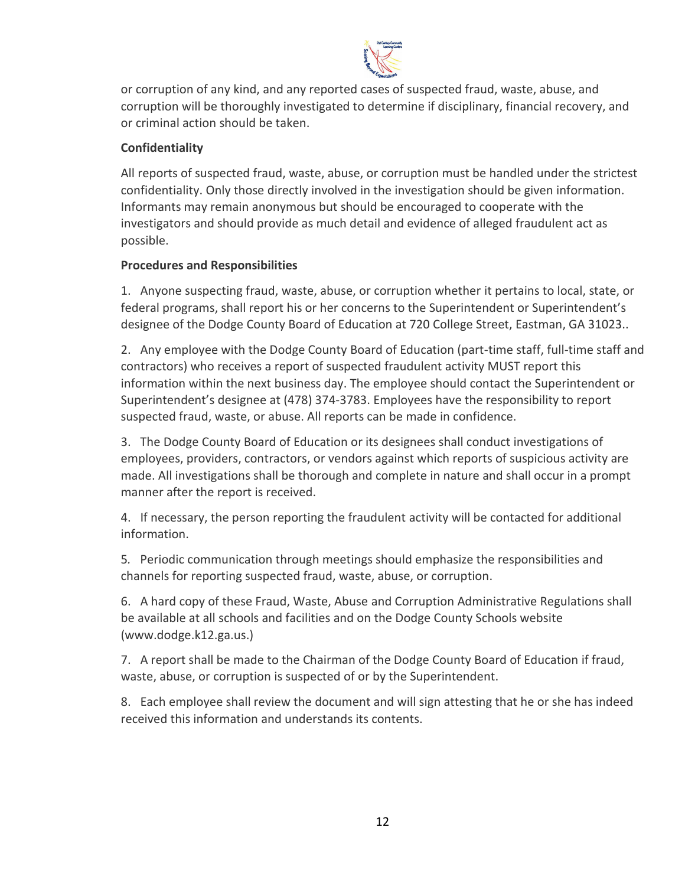or corruption of any kind, and any reported cases of suspected fraud, waste, abuse, and corruption will be thoroughly investigated to determine if disciplinary, financial recovery, and or criminal action should be taken.

**Confidentiality**

All reports of suspected fraud, waste, abuse, or corruption must be handled under the strictest confidentiality. Only those directly involved in the investigation should be given information. Informants may remain anonymous but should be encouraged to cooperate with the investigators and should provide as much detail and evidence of alleged fraudulent act as possible.

**Procedures and Responsibilities**

1. Anyone suspecting fraud, waste, abuse, or corruption whether it pertains to local, state, or federal programs, shall report his or her concerns to the Superintendent or Superintendent's designee of the Dodge County Board of Education at 720 College Street, Eastman, GA 31023..

2. Any employee with the Dodge County Board of Education (part-time staff, full-time staff and contractors) who receives a report of suspected fraudulent activity MUST report this information within the next business day. The employee should contact the Superintendent or Superintendent's designee at (478) 374-3783. Employees have the responsibility to report suspected fraud, waste, or abuse. All reports can be made in confidence.

3. The Dodge County Board of Education or its designees shall conduct investigations of employees, providers, contractors, or vendors against which reports of suspicious activity are made. All investigations shall be thorough and complete in nature and shall occur in a prompt manner after the report is received.

4. If necessary, the person reporting the fraudulent activity will be contacted for additional information.

5. Periodic communication through meetings should emphasize the responsibilities and channels for reporting suspected fraud, waste, abuse, or corruption.

6. A hard copy of these Fraud, Waste, Abuse and Corruption Administrative Regulations shall be available at all schools and facilities and on the Dodge County Schools website (www.dodge.k12.ga.us.)

7. A report shall be made to the Chairman of the Dodge County Board of Education if fraud, waste, abuse, or corruption is suspected of or by the Superintendent.

8. Each employee shall review the document and will sign attesting that he or she has indeed received this information and understands its contents.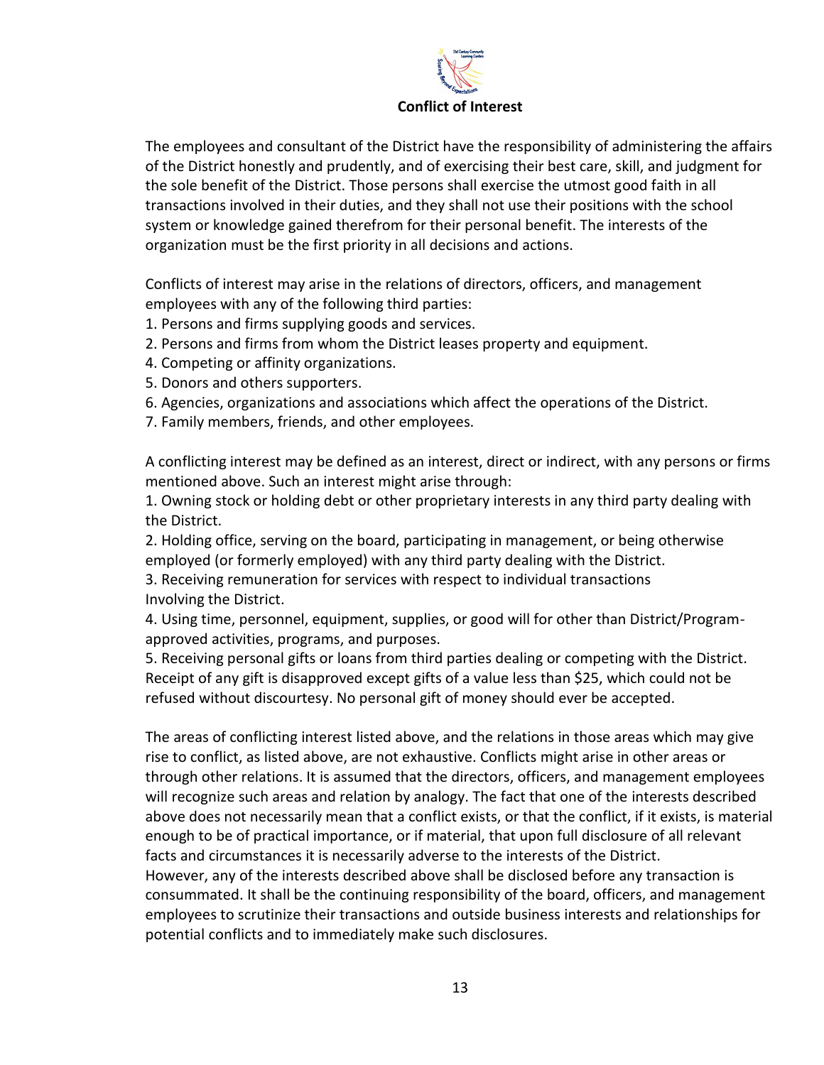## Conflict of Interest

The employees and consultant of the District have the responsibility of administering the affairs of the District honestly and prudently, and of exercising their best care, skill, and judgment for the sole benefit of the District. Those persons shall exercise the utmost good faith in all transactions involved in their duties, and they shall not use their positions with the school system or knowledge gained therefrom for their personal benefit. The interests of the organization must be the first priority in all decisions and actions.

Conflicts of interest may arise in the relations of directors, officers, and management employees with any of the following third parties:

1. Persons and firms supplying goods and services.
2. Persons and firms from whom the District leases property and equipment.
4. Competing or affinity organizations.
5. Donors and others supporters.
6. Agencies, organizations and associations which affect the operations of the District.
7. Family members, friends, and other employees.

A conflicting interest may be defined as an interest, direct or indirect, with any persons or firms mentioned above. Such an interest might arise through:

1. Owning stock or holding debt or other proprietary interests in any third party dealing with the District.
2. Holding office, serving on the board, participating in management, or being otherwise employed (or formerly employed) with any third party dealing with the District.
3. Receiving remuneration for services with respect to individual transactions Involving the District.
4. Using time, personnel, equipment, supplies, or good will for other than District/Program-approved activities, programs, and purposes.
5. Receiving personal gifts or loans from third parties dealing or competing with the District. Receipt of any gift is disapproved except gifts of a value less than $25, which could not be refused without discourtesy. No personal gift of money should ever be accepted.

The areas of conflicting interest listed above, and the relations in those areas which may give rise to conflict, as listed above, are not exhaustive. Conflicts might arise in other areas or through other relations. It is assumed that the directors, officers, and management employees will recognize such areas and relation by analogy. The fact that one of the interests described above does not necessarily mean that a conflict exists, or that the conflict, if it exists, is material enough to be of practical importance, or if material, that upon full disclosure of all relevant facts and circumstances it is necessarily adverse to the interests of the District.
However, any of the interests described above shall be disclosed before any transaction is consummated. It shall be the continuing responsibility of the board, officers, and management employees to scrutinize their transactions and outside business interests and relationships for potential conflicts and to immediately make such disclosures.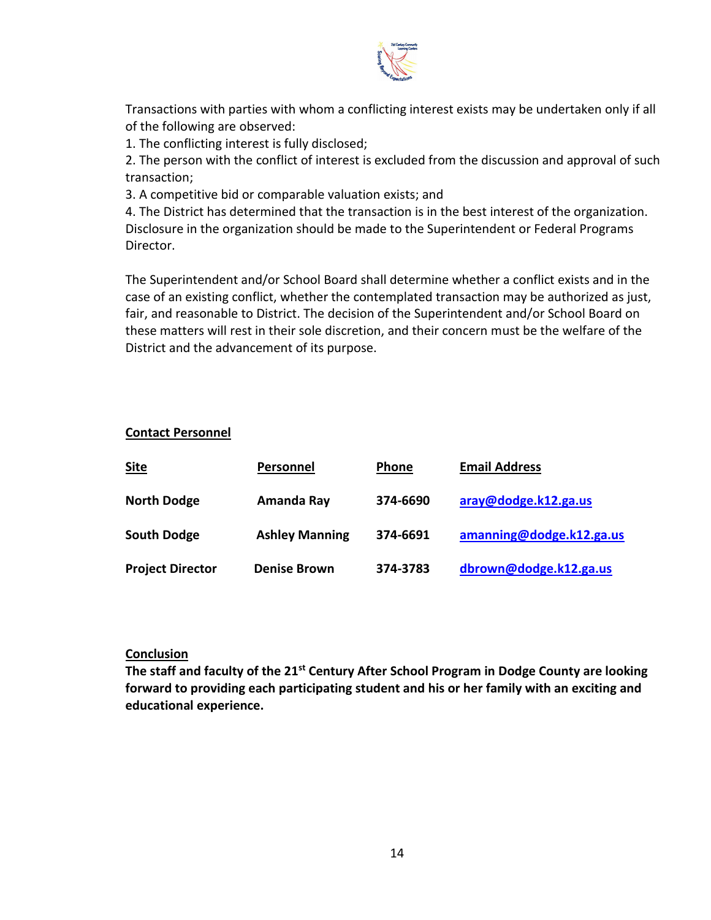Transactions with parties with whom a conflicting interest exists may be undertaken only if all of the following are observed:

1. The conflicting interest is fully disclosed;
2. The person with the conflict of interest is excluded from the discussion and approval of such transaction;
3. A competitive bid or comparable valuation exists; and
4. The District has determined that the transaction is in the best interest of the organization.

Disclosure in the organization should be made to the Superintendent or Federal Programs Director.

The Superintendent and/or School Board shall determine whether a conflict exists and in the case of an existing conflict, whether the contemplated transaction may be authorized as just, fair, and reasonable to District. The decision of the Superintendent and/or School Board on these matters will rest in their sole discretion, and their concern must be the welfare of the District and the advancement of its purpose.

## Contact Personnel

| Site | Personnel | Phone | Email Address |
|---|---|---|---|
| **North Dodge** | **Amanda Ray** | **374-6690** | **aray@dodge.k12.ga.us** |
| **South Dodge** | **Ashley Manning** | **374-6691** | **amanning@dodge.k12.ga.us** |
| **Project Director** | **Denise Brown** | **374-3783** | **dbrown@dodge.k12.ga.us** |

## Conclusion

**The staff and faculty of the 21st Century After School Program in Dodge County are looking forward to providing each participating student and his or her family with an exciting and educational experience.**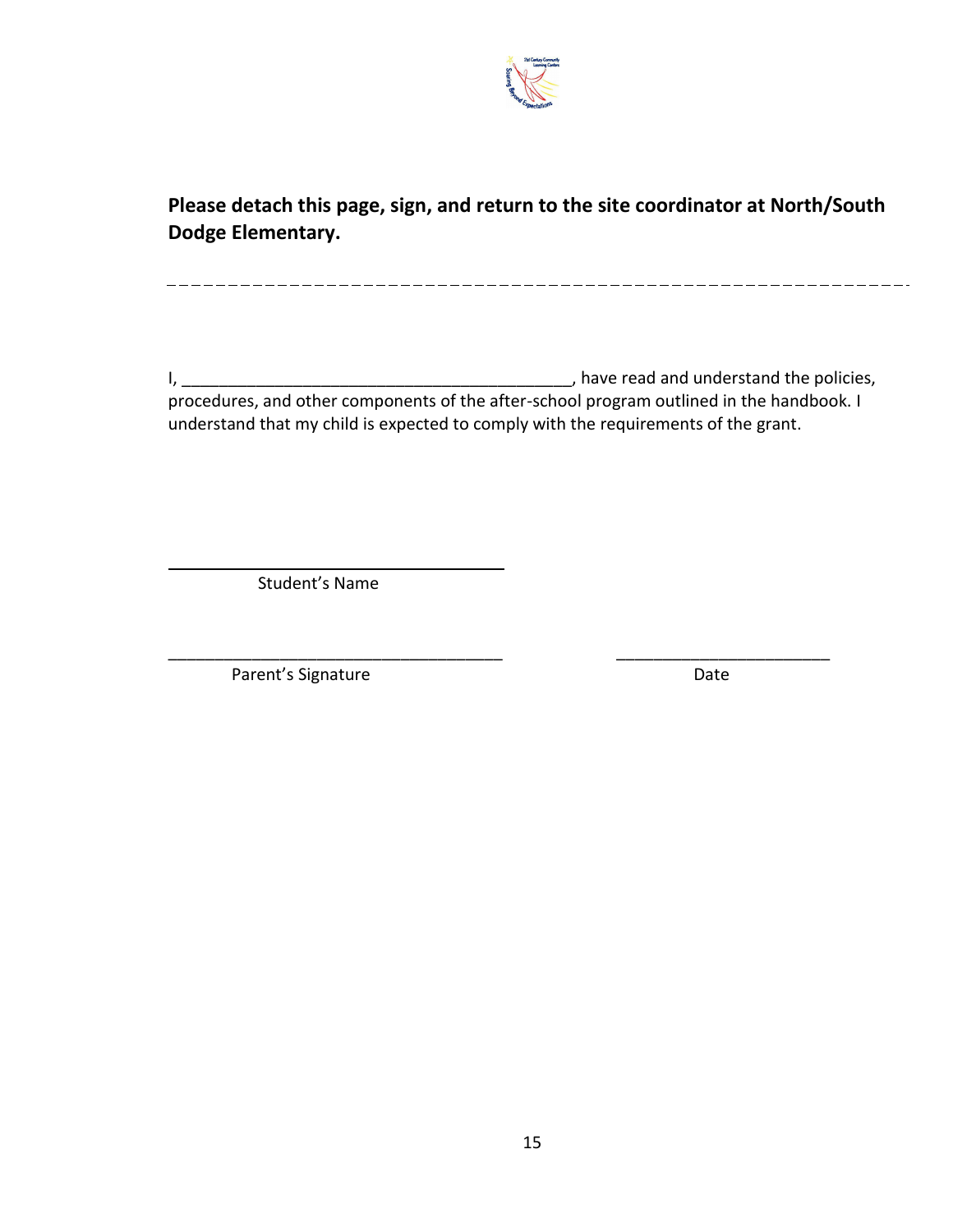**Please detach this page, sign, and return to the site coordinator at North/South Dodge Elementary.**

---

I, ___________________________________________, have read and understand the policies, procedures, and other components of the after-school program outlined in the handbook. I understand that my child is expected to comply with the requirements of the grant.

_____________________________________
Student's Name

_____________________________________ _______________________
Parent's Signature Date